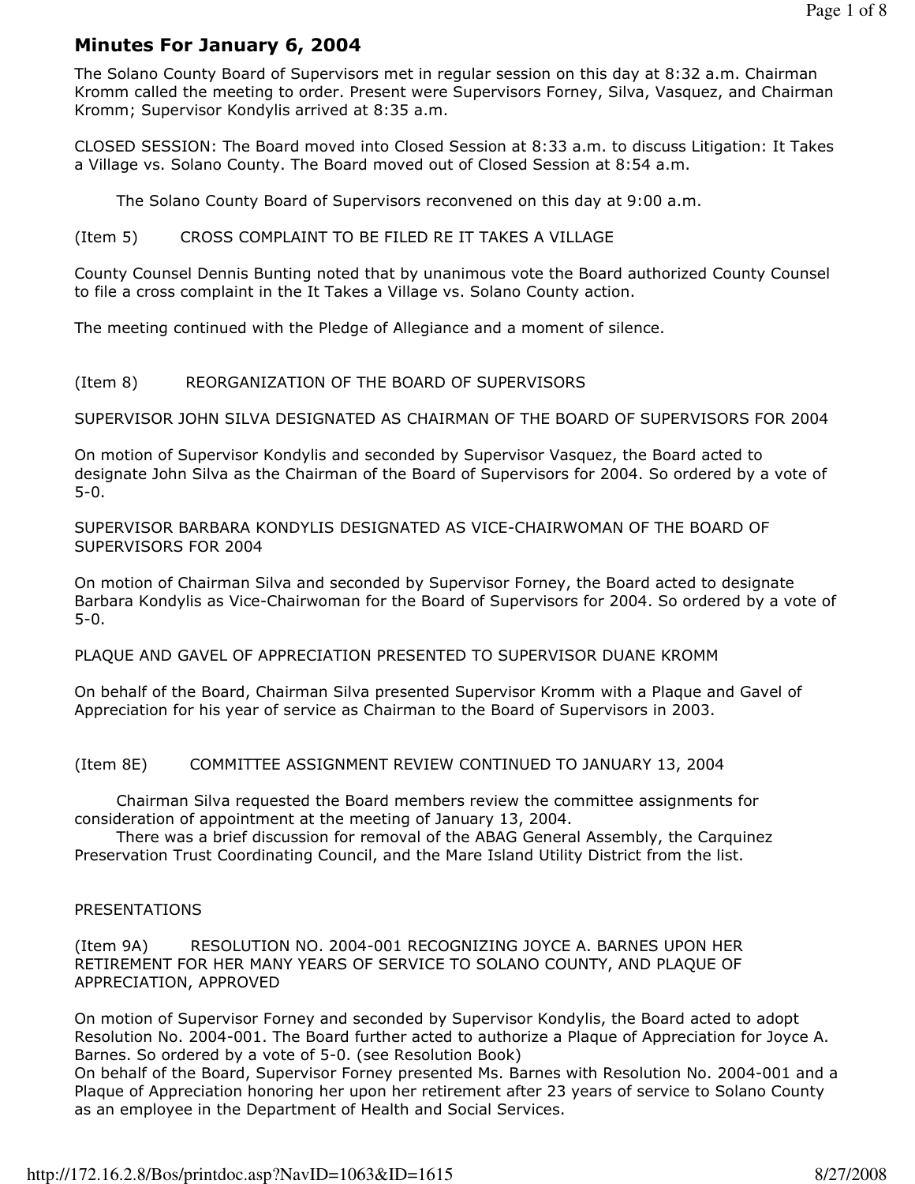# Minutes For January 6, 2004

The Solano County Board of Supervisors met in regular session on this day at 8:32 a.m. Chairman Kromm called the meeting to order. Present were Supervisors Forney, Silva, Vasquez, and Chairman Kromm; Supervisor Kondylis arrived at 8:35 a.m.

CLOSED SESSION: The Board moved into Closed Session at 8:33 a.m. to discuss Litigation: It Takes a Village vs. Solano County. The Board moved out of Closed Session at 8:54 a.m.

The Solano County Board of Supervisors reconvened on this day at 9:00 a.m.

(Item 5) CROSS COMPLAINT TO BE FILED RE IT TAKES A VILLAGE

County Counsel Dennis Bunting noted that by unanimous vote the Board authorized County Counsel to file a cross complaint in the It Takes a Village vs. Solano County action.

The meeting continued with the Pledge of Allegiance and a moment of silence.

(Item 8) REORGANIZATION OF THE BOARD OF SUPERVISORS

SUPERVISOR JOHN SILVA DESIGNATED AS CHAIRMAN OF THE BOARD OF SUPERVISORS FOR 2004

On motion of Supervisor Kondylis and seconded by Supervisor Vasquez, the Board acted to designate John Silva as the Chairman of the Board of Supervisors for 2004. So ordered by a vote of 5-0.

SUPERVISOR BARBARA KONDYLIS DESIGNATED AS VICE-CHAIRWOMAN OF THE BOARD OF SUPERVISORS FOR 2004

On motion of Chairman Silva and seconded by Supervisor Forney, the Board acted to designate Barbara Kondylis as Vice-Chairwoman for the Board of Supervisors for 2004. So ordered by a vote of 5-0.

PLAQUE AND GAVEL OF APPRECIATION PRESENTED TO SUPERVISOR DUANE KROMM

On behalf of the Board, Chairman Silva presented Supervisor Kromm with a Plaque and Gavel of Appreciation for his year of service as Chairman to the Board of Supervisors in 2003.

(Item 8E) COMMITTEE ASSIGNMENT REVIEW CONTINUED TO JANUARY 13, 2004

Chairman Silva requested the Board members review the committee assignments for consideration of appointment at the meeting of January 13, 2004.

There was a brief discussion for removal of the ABAG General Assembly, the Carquinez Preservation Trust Coordinating Council, and the Mare Island Utility District from the list.

PRESENTATIONS

(Item 9A) RESOLUTION NO. 2004-001 RECOGNIZING JOYCE A. BARNES UPON HER RETIREMENT FOR HER MANY YEARS OF SERVICE TO SOLANO COUNTY, AND PLAQUE OF APPRECIATION, APPROVED

On motion of Supervisor Forney and seconded by Supervisor Kondylis, the Board acted to adopt Resolution No. 2004-001. The Board further acted to authorize a Plaque of Appreciation for Joyce A. Barnes. So ordered by a vote of 5-0. (see Resolution Book)

On behalf of the Board, Supervisor Forney presented Ms. Barnes with Resolution No. 2004-001 and a Plaque of Appreciation honoring her upon her retirement after 23 years of service to Solano County as an employee in the Department of Health and Social Services.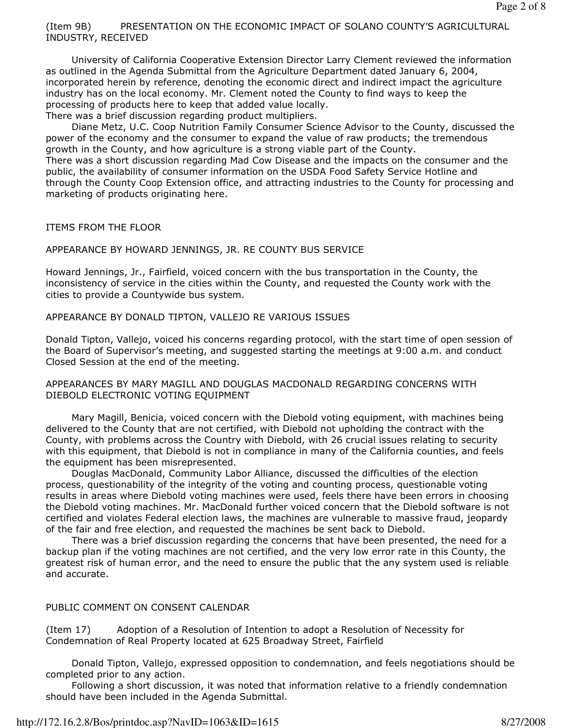(Item 9B) PRESENTATION ON THE ECONOMIC IMPACT OF SOLANO COUNTY'S AGRICULTURAL INDUSTRY, RECEIVED

University of California Cooperative Extension Director Larry Clement reviewed the information as outlined in the Agenda Submittal from the Agriculture Department dated January 6, 2004, incorporated herein by reference, denoting the economic direct and indirect impact the agriculture industry has on the local economy. Mr. Clement noted the County to find ways to keep the processing of products here to keep that added value locally.
There was a brief discussion regarding product multipliers.

Diane Metz, U.C. Coop Nutrition Family Consumer Science Advisor to the County, discussed the power of the economy and the consumer to expand the value of raw products; the tremendous growth in the County, and how agriculture is a strong viable part of the County.
There was a short discussion regarding Mad Cow Disease and the impacts on the consumer and the public, the availability of consumer information on the USDA Food Safety Service Hotline and through the County Coop Extension office, and attracting industries to the County for processing and marketing of products originating here.

ITEMS FROM THE FLOOR

APPEARANCE BY HOWARD JENNINGS, JR. RE COUNTY BUS SERVICE

Howard Jennings, Jr., Fairfield, voiced concern with the bus transportation in the County, the inconsistency of service in the cities within the County, and requested the County work with the cities to provide a Countywide bus system.

APPEARANCE BY DONALD TIPTON, VALLEJO RE VARIOUS ISSUES

Donald Tipton, Vallejo, voiced his concerns regarding protocol, with the start time of open session of the Board of Supervisor's meeting, and suggested starting the meetings at 9:00 a.m. and conduct Closed Session at the end of the meeting.

APPEARANCES BY MARY MAGILL AND DOUGLAS MACDONALD REGARDING CONCERNS WITH DIEBOLD ELECTRONIC VOTING EQUIPMENT

Mary Magill, Benicia, voiced concern with the Diebold voting equipment, with machines being delivered to the County that are not certified, with Diebold not upholding the contract with the County, with problems across the Country with Diebold, with 26 crucial issues relating to security with this equipment, that Diebold is not in compliance in many of the California counties, and feels the equipment has been misrepresented.

Douglas MacDonald, Community Labor Alliance, discussed the difficulties of the election process, questionability of the integrity of the voting and counting process, questionable voting results in areas where Diebold voting machines were used, feels there have been errors in choosing the Diebold voting machines. Mr. MacDonald further voiced concern that the Diebold software is not certified and violates Federal election laws, the machines are vulnerable to massive fraud, jeopardy of the fair and free election, and requested the machines be sent back to Diebold.

There was a brief discussion regarding the concerns that have been presented, the need for a backup plan if the voting machines are not certified, and the very low error rate in this County, the greatest risk of human error, and the need to ensure the public that the any system used is reliable and accurate.

PUBLIC COMMENT ON CONSENT CALENDAR

(Item 17) Adoption of a Resolution of Intention to adopt a Resolution of Necessity for Condemnation of Real Property located at 625 Broadway Street, Fairfield

Donald Tipton, Vallejo, expressed opposition to condemnation, and feels negotiations should be completed prior to any action.

Following a short discussion, it was noted that information relative to a friendly condemnation should have been included in the Agenda Submittal.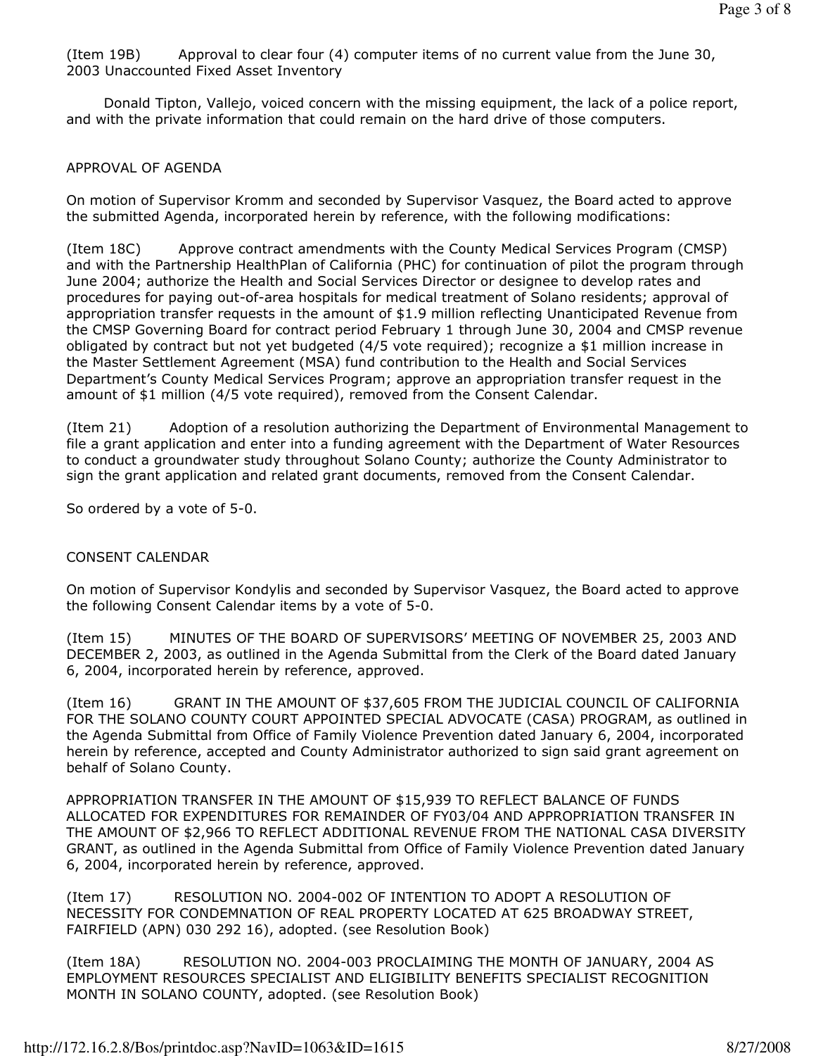(Item 19B) Approval to clear four (4) computer items of no current value from the June 30, 2003 Unaccounted Fixed Asset Inventory

Donald Tipton, Vallejo, voiced concern with the missing equipment, the lack of a police report, and with the private information that could remain on the hard drive of those computers.

## APPROVAL OF AGENDA

On motion of Supervisor Kromm and seconded by Supervisor Vasquez, the Board acted to approve the submitted Agenda, incorporated herein by reference, with the following modifications:

(Item 18C) Approve contract amendments with the County Medical Services Program (CMSP) and with the Partnership HealthPlan of California (PHC) for continuation of pilot the program through June 2004; authorize the Health and Social Services Director or designee to develop rates and procedures for paying out-of-area hospitals for medical treatment of Solano residents; approval of appropriation transfer requests in the amount of $1.9 million reflecting Unanticipated Revenue from the CMSP Governing Board for contract period February 1 through June 30, 2004 and CMSP revenue obligated by contract but not yet budgeted (4/5 vote required); recognize a $1 million increase in the Master Settlement Agreement (MSA) fund contribution to the Health and Social Services Department's County Medical Services Program; approve an appropriation transfer request in the amount of $1 million (4/5 vote required), removed from the Consent Calendar.

(Item 21) Adoption of a resolution authorizing the Department of Environmental Management to file a grant application and enter into a funding agreement with the Department of Water Resources to conduct a groundwater study throughout Solano County; authorize the County Administrator to sign the grant application and related grant documents, removed from the Consent Calendar.

So ordered by a vote of 5-0.

## CONSENT CALENDAR

On motion of Supervisor Kondylis and seconded by Supervisor Vasquez, the Board acted to approve the following Consent Calendar items by a vote of 5-0.

(Item 15) MINUTES OF THE BOARD OF SUPERVISORS' MEETING OF NOVEMBER 25, 2003 AND DECEMBER 2, 2003, as outlined in the Agenda Submittal from the Clerk of the Board dated January 6, 2004, incorporated herein by reference, approved.

(Item 16) GRANT IN THE AMOUNT OF $37,605 FROM THE JUDICIAL COUNCIL OF CALIFORNIA FOR THE SOLANO COUNTY COURT APPOINTED SPECIAL ADVOCATE (CASA) PROGRAM, as outlined in the Agenda Submittal from Office of Family Violence Prevention dated January 6, 2004, incorporated herein by reference, accepted and County Administrator authorized to sign said grant agreement on behalf of Solano County.

APPROPRIATION TRANSFER IN THE AMOUNT OF $15,939 TO REFLECT BALANCE OF FUNDS ALLOCATED FOR EXPENDITURES FOR REMAINDER OF FY03/04 AND APPROPRIATION TRANSFER IN THE AMOUNT OF $2,966 TO REFLECT ADDITIONAL REVENUE FROM THE NATIONAL CASA DIVERSITY GRANT, as outlined in the Agenda Submittal from Office of Family Violence Prevention dated January 6, 2004, incorporated herein by reference, approved.

(Item 17) RESOLUTION NO. 2004-002 OF INTENTION TO ADOPT A RESOLUTION OF NECESSITY FOR CONDEMNATION OF REAL PROPERTY LOCATED AT 625 BROADWAY STREET, FAIRFIELD (APN) 030 292 16), adopted. (see Resolution Book)

(Item 18A) RESOLUTION NO. 2004-003 PROCLAIMING THE MONTH OF JANUARY, 2004 AS EMPLOYMENT RESOURCES SPECIALIST AND ELIGIBILITY BENEFITS SPECIALIST RECOGNITION MONTH IN SOLANO COUNTY, adopted. (see Resolution Book)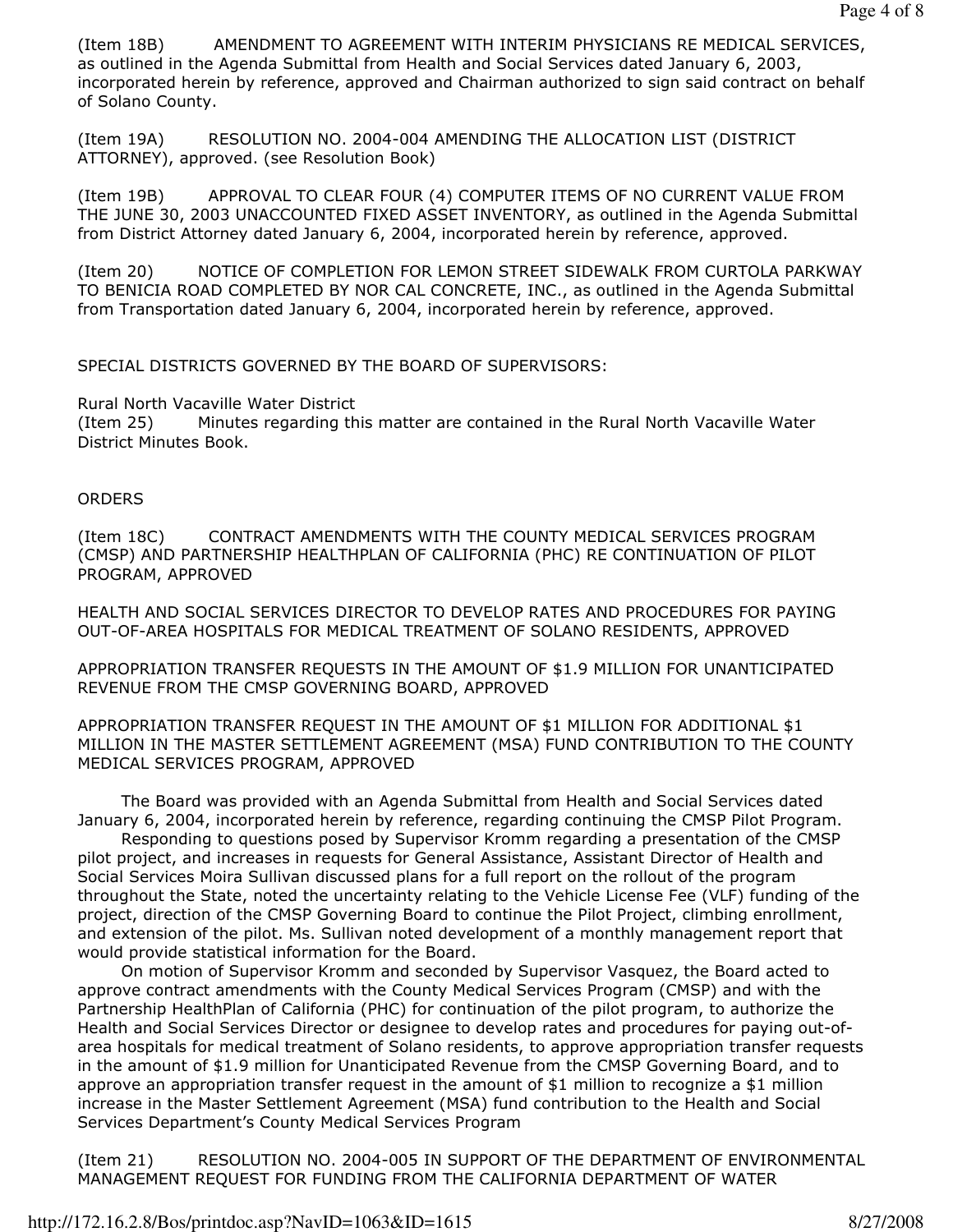(Item 18B) AMENDMENT TO AGREEMENT WITH INTERIM PHYSICIANS RE MEDICAL SERVICES, as outlined in the Agenda Submittal from Health and Social Services dated January 6, 2003, incorporated herein by reference, approved and Chairman authorized to sign said contract on behalf of Solano County.

(Item 19A) RESOLUTION NO. 2004-004 AMENDING THE ALLOCATION LIST (DISTRICT ATTORNEY), approved. (see Resolution Book)

(Item 19B) APPROVAL TO CLEAR FOUR (4) COMPUTER ITEMS OF NO CURRENT VALUE FROM THE JUNE 30, 2003 UNACCOUNTED FIXED ASSET INVENTORY, as outlined in the Agenda Submittal from District Attorney dated January 6, 2004, incorporated herein by reference, approved.

(Item 20) NOTICE OF COMPLETION FOR LEMON STREET SIDEWALK FROM CURTOLA PARKWAY TO BENICIA ROAD COMPLETED BY NOR CAL CONCRETE, INC., as outlined in the Agenda Submittal from Transportation dated January 6, 2004, incorporated herein by reference, approved.

SPECIAL DISTRICTS GOVERNED BY THE BOARD OF SUPERVISORS:

Rural North Vacaville Water District
(Item 25) Minutes regarding this matter are contained in the Rural North Vacaville Water District Minutes Book.

ORDERS

(Item 18C) CONTRACT AMENDMENTS WITH THE COUNTY MEDICAL SERVICES PROGRAM (CMSP) AND PARTNERSHIP HEALTHPLAN OF CALIFORNIA (PHC) RE CONTINUATION OF PILOT PROGRAM, APPROVED

HEALTH AND SOCIAL SERVICES DIRECTOR TO DEVELOP RATES AND PROCEDURES FOR PAYING OUT-OF-AREA HOSPITALS FOR MEDICAL TREATMENT OF SOLANO RESIDENTS, APPROVED

APPROPRIATION TRANSFER REQUESTS IN THE AMOUNT OF $1.9 MILLION FOR UNANTICIPATED REVENUE FROM THE CMSP GOVERNING BOARD, APPROVED

APPROPRIATION TRANSFER REQUEST IN THE AMOUNT OF $1 MILLION FOR ADDITIONAL $1 MILLION IN THE MASTER SETTLEMENT AGREEMENT (MSA) FUND CONTRIBUTION TO THE COUNTY MEDICAL SERVICES PROGRAM, APPROVED

The Board was provided with an Agenda Submittal from Health and Social Services dated January 6, 2004, incorporated herein by reference, regarding continuing the CMSP Pilot Program.

Responding to questions posed by Supervisor Kromm regarding a presentation of the CMSP pilot project, and increases in requests for General Assistance, Assistant Director of Health and Social Services Moira Sullivan discussed plans for a full report on the rollout of the program throughout the State, noted the uncertainty relating to the Vehicle License Fee (VLF) funding of the project, direction of the CMSP Governing Board to continue the Pilot Project, climbing enrollment, and extension of the pilot. Ms. Sullivan noted development of a monthly management report that would provide statistical information for the Board.

On motion of Supervisor Kromm and seconded by Supervisor Vasquez, the Board acted to approve contract amendments with the County Medical Services Program (CMSP) and with the Partnership HealthPlan of California (PHC) for continuation of the pilot program, to authorize the Health and Social Services Director or designee to develop rates and procedures for paying out-of-area hospitals for medical treatment of Solano residents, to approve appropriation transfer requests in the amount of $1.9 million for Unanticipated Revenue from the CMSP Governing Board, and to approve an appropriation transfer request in the amount of $1 million to recognize a $1 million increase in the Master Settlement Agreement (MSA) fund contribution to the Health and Social Services Department's County Medical Services Program

(Item 21) RESOLUTION NO. 2004-005 IN SUPPORT OF THE DEPARTMENT OF ENVIRONMENTAL MANAGEMENT REQUEST FOR FUNDING FROM THE CALIFORNIA DEPARTMENT OF WATER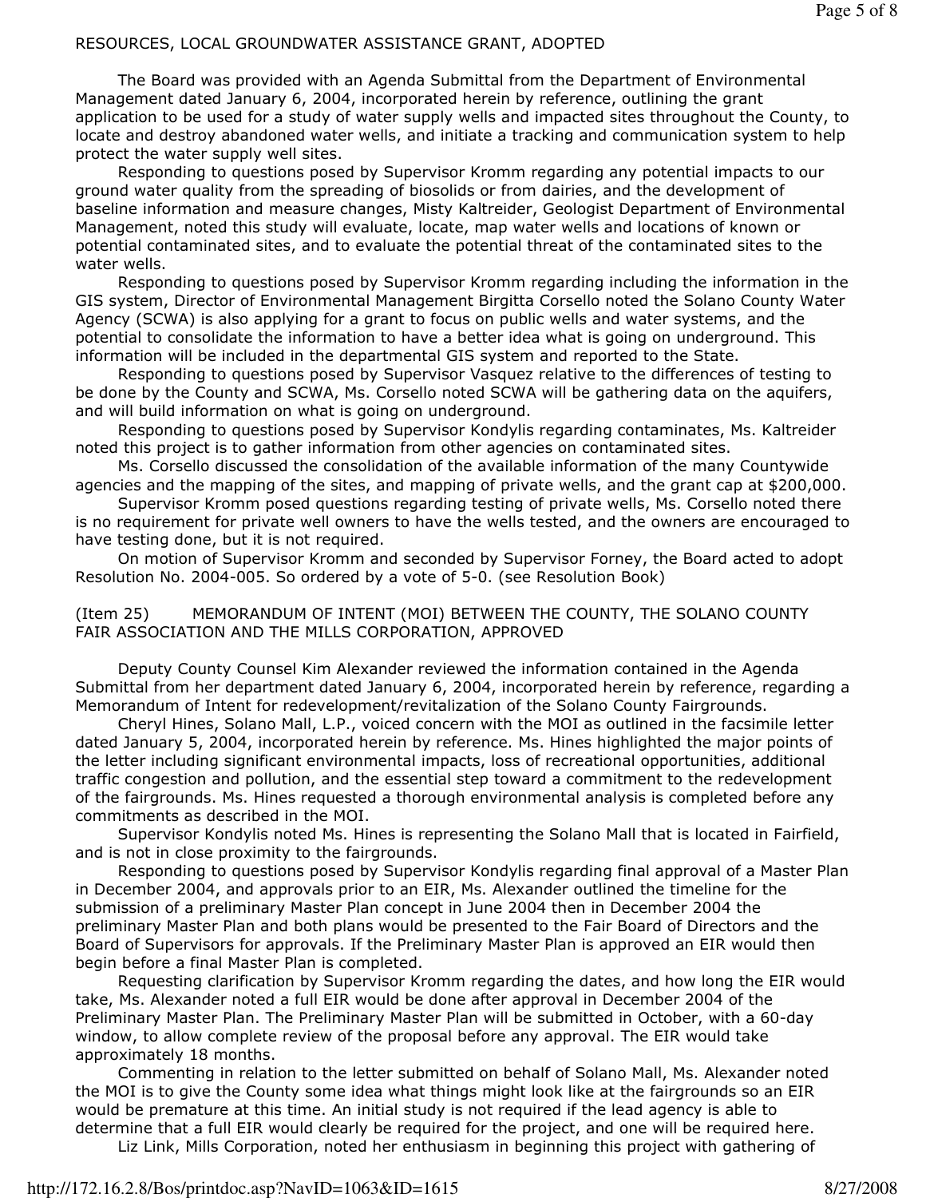RESOURCES, LOCAL GROUNDWATER ASSISTANCE GRANT, ADOPTED

The Board was provided with an Agenda Submittal from the Department of Environmental Management dated January 6, 2004, incorporated herein by reference, outlining the grant application to be used for a study of water supply wells and impacted sites throughout the County, to locate and destroy abandoned water wells, and initiate a tracking and communication system to help protect the water supply well sites.

Responding to questions posed by Supervisor Kromm regarding any potential impacts to our ground water quality from the spreading of biosolids or from dairies, and the development of baseline information and measure changes, Misty Kaltreider, Geologist Department of Environmental Management, noted this study will evaluate, locate, map water wells and locations of known or potential contaminated sites, and to evaluate the potential threat of the contaminated sites to the water wells.

Responding to questions posed by Supervisor Kromm regarding including the information in the GIS system, Director of Environmental Management Birgitta Corsello noted the Solano County Water Agency (SCWA) is also applying for a grant to focus on public wells and water systems, and the potential to consolidate the information to have a better idea what is going on underground. This information will be included in the departmental GIS system and reported to the State.

Responding to questions posed by Supervisor Vasquez relative to the differences of testing to be done by the County and SCWA, Ms. Corsello noted SCWA will be gathering data on the aquifers, and will build information on what is going on underground.

Responding to questions posed by Supervisor Kondylis regarding contaminates, Ms. Kaltreider noted this project is to gather information from other agencies on contaminated sites.

Ms. Corsello discussed the consolidation of the available information of the many Countywide agencies and the mapping of the sites, and mapping of private wells, and the grant cap at $200,000.

Supervisor Kromm posed questions regarding testing of private wells, Ms. Corsello noted there is no requirement for private well owners to have the wells tested, and the owners are encouraged to have testing done, but it is not required.

On motion of Supervisor Kromm and seconded by Supervisor Forney, the Board acted to adopt Resolution No. 2004-005. So ordered by a vote of 5-0. (see Resolution Book)

(Item 25) MEMORANDUM OF INTENT (MOI) BETWEEN THE COUNTY, THE SOLANO COUNTY FAIR ASSOCIATION AND THE MILLS CORPORATION, APPROVED

Deputy County Counsel Kim Alexander reviewed the information contained in the Agenda Submittal from her department dated January 6, 2004, incorporated herein by reference, regarding a Memorandum of Intent for redevelopment/revitalization of the Solano County Fairgrounds.

Cheryl Hines, Solano Mall, L.P., voiced concern with the MOI as outlined in the facsimile letter dated January 5, 2004, incorporated herein by reference. Ms. Hines highlighted the major points of the letter including significant environmental impacts, loss of recreational opportunities, additional traffic congestion and pollution, and the essential step toward a commitment to the redevelopment of the fairgrounds. Ms. Hines requested a thorough environmental analysis is completed before any commitments as described in the MOI.

Supervisor Kondylis noted Ms. Hines is representing the Solano Mall that is located in Fairfield, and is not in close proximity to the fairgrounds.

Responding to questions posed by Supervisor Kondylis regarding final approval of a Master Plan in December 2004, and approvals prior to an EIR, Ms. Alexander outlined the timeline for the submission of a preliminary Master Plan concept in June 2004 then in December 2004 the preliminary Master Plan and both plans would be presented to the Fair Board of Directors and the Board of Supervisors for approvals. If the Preliminary Master Plan is approved an EIR would then begin before a final Master Plan is completed.

Requesting clarification by Supervisor Kromm regarding the dates, and how long the EIR would take, Ms. Alexander noted a full EIR would be done after approval in December 2004 of the Preliminary Master Plan. The Preliminary Master Plan will be submitted in October, with a 60-day window, to allow complete review of the proposal before any approval. The EIR would take approximately 18 months.

Commenting in relation to the letter submitted on behalf of Solano Mall, Ms. Alexander noted the MOI is to give the County some idea what things might look like at the fairgrounds so an EIR would be premature at this time. An initial study is not required if the lead agency is able to determine that a full EIR would clearly be required for the project, and one will be required here.

Liz Link, Mills Corporation, noted her enthusiasm in beginning this project with gathering of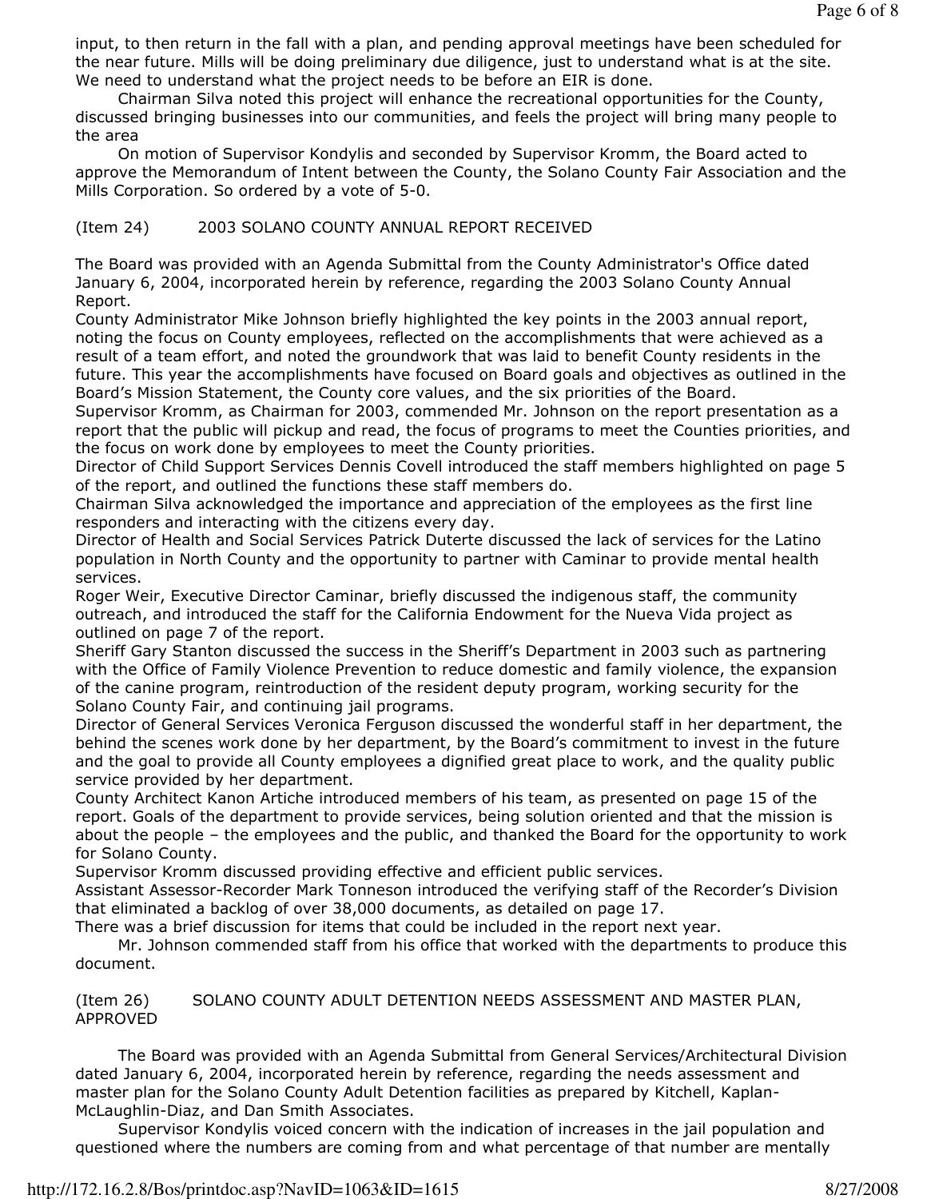input, to then return in the fall with a plan, and pending approval meetings have been scheduled for the near future. Mills will be doing preliminary due diligence, just to understand what is at the site. We need to understand what the project needs to be before an EIR is done.

Chairman Silva noted this project will enhance the recreational opportunities for the County, discussed bringing businesses into our communities, and feels the project will bring many people to the area

On motion of Supervisor Kondylis and seconded by Supervisor Kromm, the Board acted to approve the Memorandum of Intent between the County, the Solano County Fair Association and the Mills Corporation. So ordered by a vote of 5-0.

(Item 24) 2003 SOLANO COUNTY ANNUAL REPORT RECEIVED

The Board was provided with an Agenda Submittal from the County Administrator's Office dated January 6, 2004, incorporated herein by reference, regarding the 2003 Solano County Annual Report.

County Administrator Mike Johnson briefly highlighted the key points in the 2003 annual report, noting the focus on County employees, reflected on the accomplishments that were achieved as a result of a team effort, and noted the groundwork that was laid to benefit County residents in the future. This year the accomplishments have focused on Board goals and objectives as outlined in the Board's Mission Statement, the County core values, and the six priorities of the Board.

Supervisor Kromm, as Chairman for 2003, commended Mr. Johnson on the report presentation as a report that the public will pickup and read, the focus of programs to meet the Counties priorities, and the focus on work done by employees to meet the County priorities.

Director of Child Support Services Dennis Covell introduced the staff members highlighted on page 5 of the report, and outlined the functions these staff members do.

Chairman Silva acknowledged the importance and appreciation of the employees as the first line responders and interacting with the citizens every day.

Director of Health and Social Services Patrick Duterte discussed the lack of services for the Latino population in North County and the opportunity to partner with Caminar to provide mental health services.

Roger Weir, Executive Director Caminar, briefly discussed the indigenous staff, the community outreach, and introduced the staff for the California Endowment for the Nueva Vida project as outlined on page 7 of the report.

Sheriff Gary Stanton discussed the success in the Sheriff's Department in 2003 such as partnering with the Office of Family Violence Prevention to reduce domestic and family violence, the expansion of the canine program, reintroduction of the resident deputy program, working security for the Solano County Fair, and continuing jail programs.

Director of General Services Veronica Ferguson discussed the wonderful staff in her department, the behind the scenes work done by her department, by the Board's commitment to invest in the future and the goal to provide all County employees a dignified great place to work, and the quality public service provided by her department.

County Architect Kanon Artiche introduced members of his team, as presented on page 15 of the report. Goals of the department to provide services, being solution oriented and that the mission is about the people – the employees and the public, and thanked the Board for the opportunity to work for Solano County.

Supervisor Kromm discussed providing effective and efficient public services.

Assistant Assessor-Recorder Mark Tonneson introduced the verifying staff of the Recorder's Division that eliminated a backlog of over 38,000 documents, as detailed on page 17.

There was a brief discussion for items that could be included in the report next year.

Mr. Johnson commended staff from his office that worked with the departments to produce this document.

(Item 26) SOLANO COUNTY ADULT DETENTION NEEDS ASSESSMENT AND MASTER PLAN, APPROVED

The Board was provided with an Agenda Submittal from General Services/Architectural Division dated January 6, 2004, incorporated herein by reference, regarding the needs assessment and master plan for the Solano County Adult Detention facilities as prepared by Kitchell, Kaplan-McLaughlin-Diaz, and Dan Smith Associates.

Supervisor Kondylis voiced concern with the indication of increases in the jail population and questioned where the numbers are coming from and what percentage of that number are mentally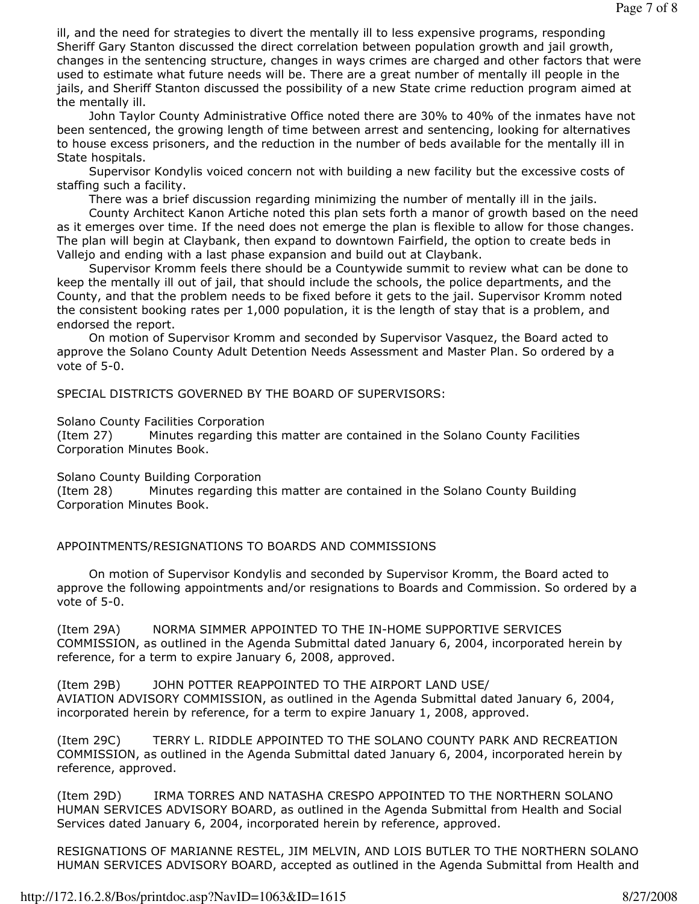ill, and the need for strategies to divert the mentally ill to less expensive programs, responding Sheriff Gary Stanton discussed the direct correlation between population growth and jail growth, changes in the sentencing structure, changes in ways crimes are charged and other factors that were used to estimate what future needs will be. There are a great number of mentally ill people in the jails, and Sheriff Stanton discussed the possibility of a new State crime reduction program aimed at the mentally ill.

John Taylor County Administrative Office noted there are 30% to 40% of the inmates have not been sentenced, the growing length of time between arrest and sentencing, looking for alternatives to house excess prisoners, and the reduction in the number of beds available for the mentally ill in State hospitals.

Supervisor Kondylis voiced concern not with building a new facility but the excessive costs of staffing such a facility.

There was a brief discussion regarding minimizing the number of mentally ill in the jails.

County Architect Kanon Artiche noted this plan sets forth a manor of growth based on the need as it emerges over time. If the need does not emerge the plan is flexible to allow for those changes. The plan will begin at Claybank, then expand to downtown Fairfield, the option to create beds in Vallejo and ending with a last phase expansion and build out at Claybank.

Supervisor Kromm feels there should be a Countywide summit to review what can be done to keep the mentally ill out of jail, that should include the schools, the police departments, and the County, and that the problem needs to be fixed before it gets to the jail. Supervisor Kromm noted the consistent booking rates per 1,000 population, it is the length of stay that is a problem, and endorsed the report.

On motion of Supervisor Kromm and seconded by Supervisor Vasquez, the Board acted to approve the Solano County Adult Detention Needs Assessment and Master Plan. So ordered by a vote of 5-0.

SPECIAL DISTRICTS GOVERNED BY THE BOARD OF SUPERVISORS:

Solano County Facilities Corporation
(Item 27) Minutes regarding this matter are contained in the Solano County Facilities Corporation Minutes Book.

Solano County Building Corporation
(Item 28) Minutes regarding this matter are contained in the Solano County Building Corporation Minutes Book.

APPOINTMENTS/RESIGNATIONS TO BOARDS AND COMMISSIONS

On motion of Supervisor Kondylis and seconded by Supervisor Kromm, the Board acted to approve the following appointments and/or resignations to Boards and Commission. So ordered by a vote of 5-0.

(Item 29A) NORMA SIMMER APPOINTED TO THE IN-HOME SUPPORTIVE SERVICES COMMISSION, as outlined in the Agenda Submittal dated January 6, 2004, incorporated herein by reference, for a term to expire January 6, 2008, approved.

(Item 29B) JOHN POTTER REAPPOINTED TO THE AIRPORT LAND USE/ AVIATION ADVISORY COMMISSION, as outlined in the Agenda Submittal dated January 6, 2004, incorporated herein by reference, for a term to expire January 1, 2008, approved.

(Item 29C) TERRY L. RIDDLE APPOINTED TO THE SOLANO COUNTY PARK AND RECREATION COMMISSION, as outlined in the Agenda Submittal dated January 6, 2004, incorporated herein by reference, approved.

(Item 29D) IRMA TORRES AND NATASHA CRESPO APPOINTED TO THE NORTHERN SOLANO HUMAN SERVICES ADVISORY BOARD, as outlined in the Agenda Submittal from Health and Social Services dated January 6, 2004, incorporated herein by reference, approved.

RESIGNATIONS OF MARIANNE RESTEL, JIM MELVIN, AND LOIS BUTLER TO THE NORTHERN SOLANO HUMAN SERVICES ADVISORY BOARD, accepted as outlined in the Agenda Submittal from Health and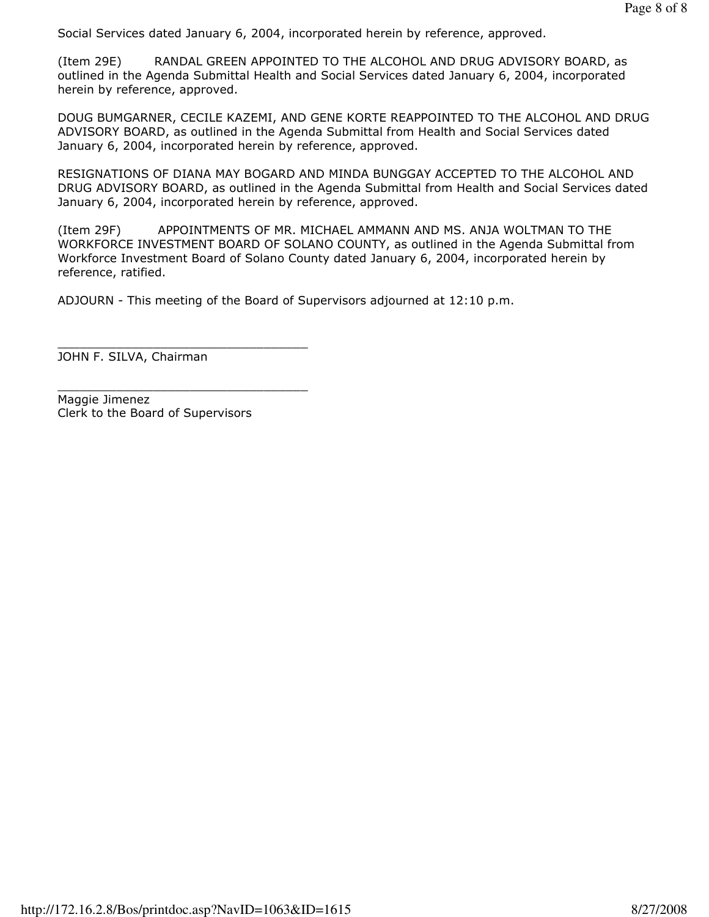Social Services dated January 6, 2004, incorporated herein by reference, approved.

(Item 29E) RANDAL GREEN APPOINTED TO THE ALCOHOL AND DRUG ADVISORY BOARD, as outlined in the Agenda Submittal Health and Social Services dated January 6, 2004, incorporated herein by reference, approved.

DOUG BUMGARNER, CECILE KAZEMI, AND GENE KORTE REAPPOINTED TO THE ALCOHOL AND DRUG ADVISORY BOARD, as outlined in the Agenda Submittal from Health and Social Services dated January 6, 2004, incorporated herein by reference, approved.

RESIGNATIONS OF DIANA MAY BOGARD AND MINDA BUNGGAY ACCEPTED TO THE ALCOHOL AND DRUG ADVISORY BOARD, as outlined in the Agenda Submittal from Health and Social Services dated January 6, 2004, incorporated herein by reference, approved.

(Item 29F) APPOINTMENTS OF MR. MICHAEL AMMANN AND MS. ANJA WOLTMAN TO THE WORKFORCE INVESTMENT BOARD OF SOLANO COUNTY, as outlined in the Agenda Submittal from Workforce Investment Board of Solano County dated January 6, 2004, incorporated herein by reference, ratified.

ADJOURN - This meeting of the Board of Supervisors adjourned at 12:10 p.m.

\_\_\_\_\_\_\_\_\_\_\_\_\_\_\_\_\_\_\_\_\_\_\_\_\_\_\_\_\_\_\_\_\_\_

JOHN F. SILVA, Chairman

\_\_\_\_\_\_\_\_\_\_\_\_\_\_\_\_\_\_\_\_\_\_\_\_\_\_\_\_\_\_\_\_\_\_

Maggie Jimenez
Clerk to the Board of Supervisors